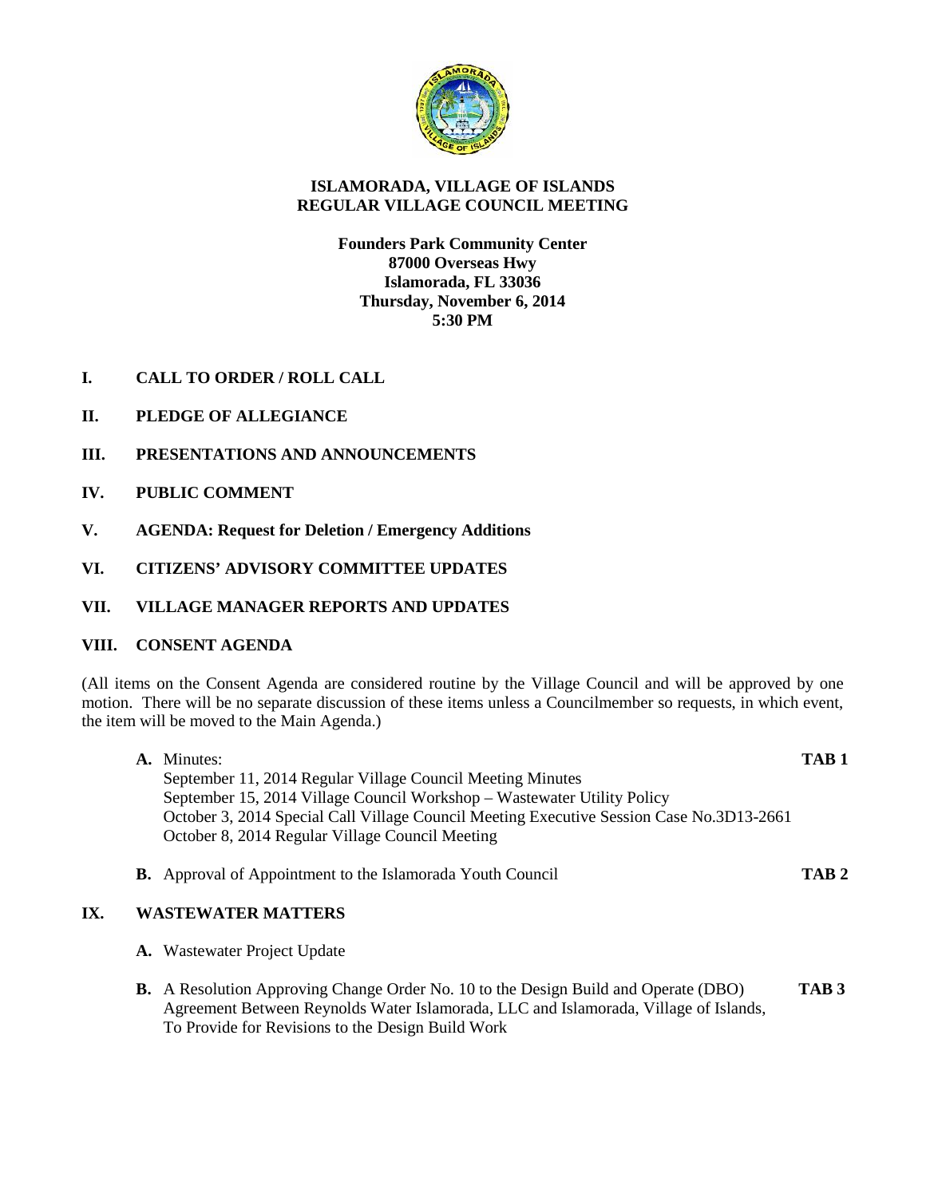**ISLAMORADA, VILLAGE OF ISLANDS**
**REGULAR VILLAGE COUNCIL MEETING**

**Founders Park Community Center**
**87000 Overseas Hwy**
**Islamorada, FL 33036**
**Thursday, November 6, 2014**
**5:30 PM**

## I. CALL TO ORDER / ROLL CALL

## II. PLEDGE OF ALLEGIANCE

## III. PRESENTATIONS AND ANNOUNCEMENTS

## IV. PUBLIC COMMENT

## V. AGENDA: Request for Deletion / Emergency Additions

## VI. CITIZENS' ADVISORY COMMITTEE UPDATES

## VII. VILLAGE MANAGER REPORTS AND UPDATES

## VIII. CONSENT AGENDA

(All items on the Consent Agenda are considered routine by the Village Council and will be approved by one motion. There will be no separate discussion of these items unless a Councilmember so requests, in which event, the item will be moved to the Main Agenda.)

**A.** Minutes: **TAB 1**
September 11, 2014 Regular Village Council Meeting Minutes
September 15, 2014 Village Council Workshop – Wastewater Utility Policy
October 3, 2014 Special Call Village Council Meeting Executive Session Case No.3D13-2661
October 8, 2014 Regular Village Council Meeting

**B.** Approval of Appointment to the Islamorada Youth Council **TAB 2**

## IX. WASTEWATER MATTERS

**A.** Wastewater Project Update

**B.** A Resolution Approving Change Order No. 10 to the Design Build and Operate (DBO) Agreement Between Reynolds Water Islamorada, LLC and Islamorada, Village of Islands, To Provide for Revisions to the Design Build Work **TAB 3**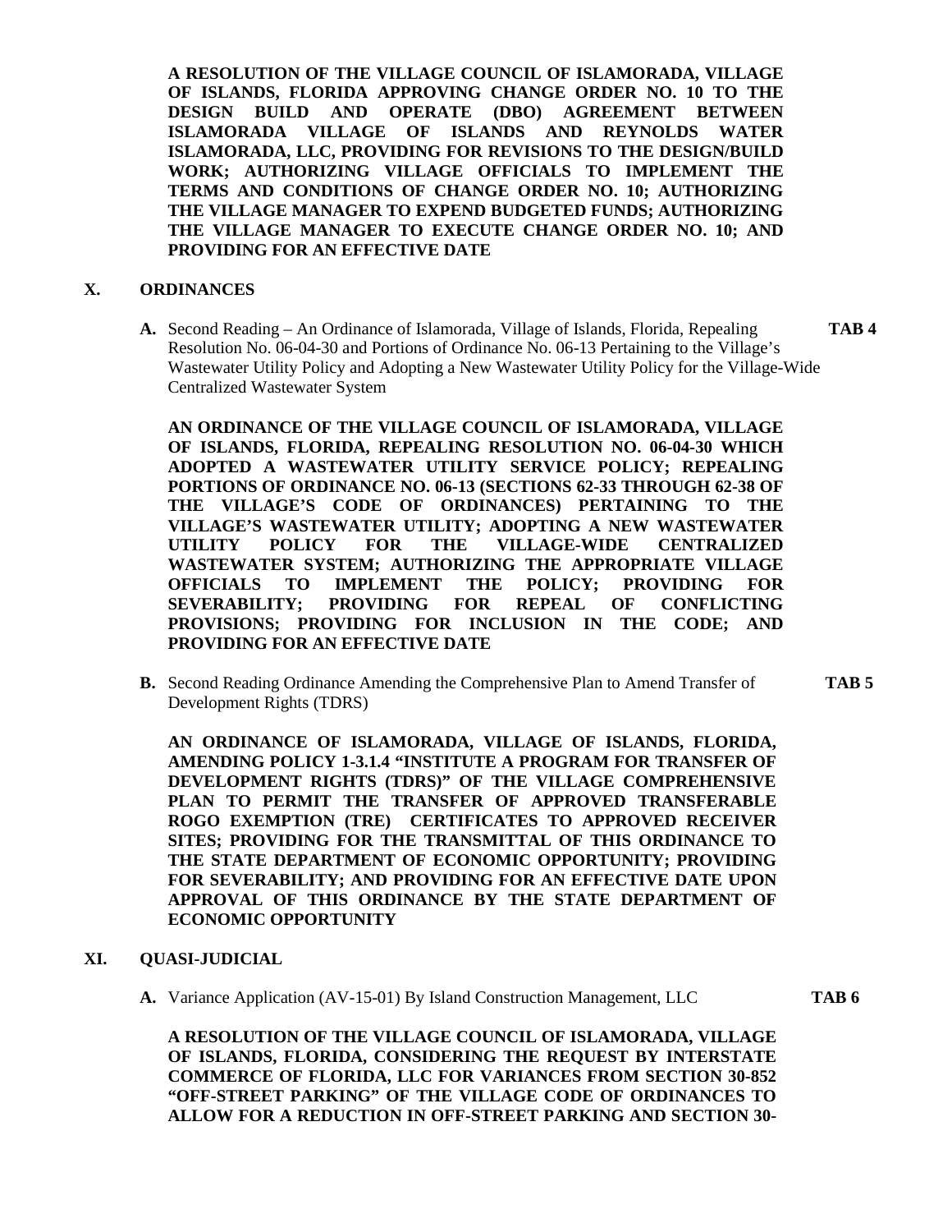**A RESOLUTION OF THE VILLAGE COUNCIL OF ISLAMORADA, VILLAGE OF ISLANDS, FLORIDA APPROVING CHANGE ORDER NO. 10 TO THE DESIGN BUILD AND OPERATE (DBO) AGREEMENT BETWEEN ISLAMORADA VILLAGE OF ISLANDS AND REYNOLDS WATER ISLAMORADA, LLC, PROVIDING FOR REVISIONS TO THE DESIGN/BUILD WORK; AUTHORIZING VILLAGE OFFICIALS TO IMPLEMENT THE TERMS AND CONDITIONS OF CHANGE ORDER NO. 10; AUTHORIZING THE VILLAGE MANAGER TO EXPEND BUDGETED FUNDS; AUTHORIZING THE VILLAGE MANAGER TO EXECUTE CHANGE ORDER NO. 10; AND PROVIDING FOR AN EFFECTIVE DATE**

## X. ORDINANCES

**A.** Second Reading – An Ordinance of Islamorada, Village of Islands, Florida, Repealing Resolution No. 06-04-30 and Portions of Ordinance No. 06-13 Pertaining to the Village's Wastewater Utility Policy and Adopting a New Wastewater Utility Policy for the Village-Wide Centralized Wastewater System **TAB 4**

**AN ORDINANCE OF THE VILLAGE COUNCIL OF ISLAMORADA, VILLAGE OF ISLANDS, FLORIDA, REPEALING RESOLUTION NO. 06-04-30 WHICH ADOPTED A WASTEWATER UTILITY SERVICE POLICY; REPEALING PORTIONS OF ORDINANCE NO. 06-13 (SECTIONS 62-33 THROUGH 62-38 OF THE VILLAGE'S CODE OF ORDINANCES) PERTAINING TO THE VILLAGE'S WASTEWATER UTILITY; ADOPTING A NEW WASTEWATER UTILITY POLICY FOR THE VILLAGE-WIDE CENTRALIZED WASTEWATER SYSTEM; AUTHORIZING THE APPROPRIATE VILLAGE OFFICIALS TO IMPLEMENT THE POLICY; PROVIDING FOR SEVERABILITY; PROVIDING FOR REPEAL OF CONFLICTING PROVISIONS; PROVIDING FOR INCLUSION IN THE CODE; AND PROVIDING FOR AN EFFECTIVE DATE**

**B.** Second Reading Ordinance Amending the Comprehensive Plan to Amend Transfer of Development Rights (TDRS) **TAB 5**

**AN ORDINANCE OF ISLAMORADA, VILLAGE OF ISLANDS, FLORIDA, AMENDING POLICY 1-3.1.4 "INSTITUTE A PROGRAM FOR TRANSFER OF DEVELOPMENT RIGHTS (TDRS)" OF THE VILLAGE COMPREHENSIVE PLAN TO PERMIT THE TRANSFER OF APPROVED TRANSFERABLE ROGO EXEMPTION (TRE) CERTIFICATES TO APPROVED RECEIVER SITES; PROVIDING FOR THE TRANSMITTAL OF THIS ORDINANCE TO THE STATE DEPARTMENT OF ECONOMIC OPPORTUNITY; PROVIDING FOR SEVERABILITY; AND PROVIDING FOR AN EFFECTIVE DATE UPON APPROVAL OF THIS ORDINANCE BY THE STATE DEPARTMENT OF ECONOMIC OPPORTUNITY**

## XI. QUASI-JUDICIAL

**A.** Variance Application (AV-15-01) By Island Construction Management, LLC **TAB 6**

**A RESOLUTION OF THE VILLAGE COUNCIL OF ISLAMORADA, VILLAGE OF ISLANDS, FLORIDA, CONSIDERING THE REQUEST BY INTERSTATE COMMERCE OF FLORIDA, LLC FOR VARIANCES FROM SECTION 30-852 "OFF-STREET PARKING" OF THE VILLAGE CODE OF ORDINANCES TO ALLOW FOR A REDUCTION IN OFF-STREET PARKING AND SECTION 30-**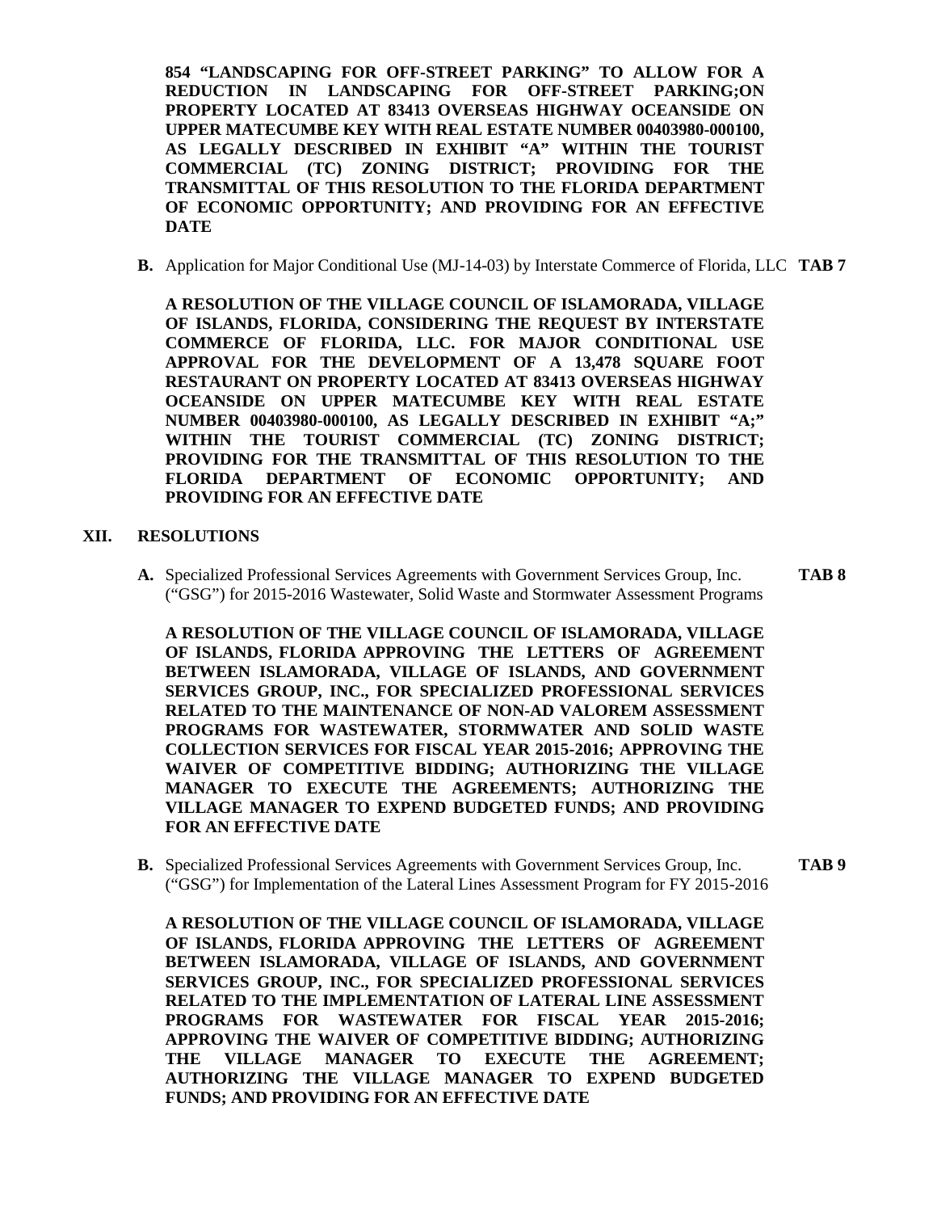**854 "LANDSCAPING FOR OFF-STREET PARKING" TO ALLOW FOR A REDUCTION IN LANDSCAPING FOR OFF-STREET PARKING;ON PROPERTY LOCATED AT 83413 OVERSEAS HIGHWAY OCEANSIDE ON UPPER MATECUMBE KEY WITH REAL ESTATE NUMBER 00403980-000100, AS LEGALLY DESCRIBED IN EXHIBIT "A" WITHIN THE TOURIST COMMERCIAL (TC) ZONING DISTRICT; PROVIDING FOR THE TRANSMITTAL OF THIS RESOLUTION TO THE FLORIDA DEPARTMENT OF ECONOMIC OPPORTUNITY; AND PROVIDING FOR AN EFFECTIVE DATE**

**B.** Application for Major Conditional Use (MJ-14-03) by Interstate Commerce of Florida, LLC **TAB 7**

**A RESOLUTION OF THE VILLAGE COUNCIL OF ISLAMORADA, VILLAGE OF ISLANDS, FLORIDA, CONSIDERING THE REQUEST BY INTERSTATE COMMERCE OF FLORIDA, LLC. FOR MAJOR CONDITIONAL USE APPROVAL FOR THE DEVELOPMENT OF A 13,478 SQUARE FOOT RESTAURANT ON PROPERTY LOCATED AT 83413 OVERSEAS HIGHWAY OCEANSIDE ON UPPER MATECUMBE KEY WITH REAL ESTATE NUMBER 00403980-000100, AS LEGALLY DESCRIBED IN EXHIBIT "A;" WITHIN THE TOURIST COMMERCIAL (TC) ZONING DISTRICT; PROVIDING FOR THE TRANSMITTAL OF THIS RESOLUTION TO THE FLORIDA DEPARTMENT OF ECONOMIC OPPORTUNITY; AND PROVIDING FOR AN EFFECTIVE DATE**

## XII. RESOLUTIONS

**A.** Specialized Professional Services Agreements with Government Services Group, Inc. ("GSG") for 2015-2016 Wastewater, Solid Waste and Stormwater Assessment Programs **TAB 8**

**A RESOLUTION OF THE VILLAGE COUNCIL OF ISLAMORADA, VILLAGE OF ISLANDS, FLORIDA APPROVING THE LETTERS OF AGREEMENT BETWEEN ISLAMORADA, VILLAGE OF ISLANDS, AND GOVERNMENT SERVICES GROUP, INC., FOR SPECIALIZED PROFESSIONAL SERVICES RELATED TO THE MAINTENANCE OF NON-AD VALOREM ASSESSMENT PROGRAMS FOR WASTEWATER, STORMWATER AND SOLID WASTE COLLECTION SERVICES FOR FISCAL YEAR 2015-2016; APPROVING THE WAIVER OF COMPETITIVE BIDDING; AUTHORIZING THE VILLAGE MANAGER TO EXECUTE THE AGREEMENTS; AUTHORIZING THE VILLAGE MANAGER TO EXPEND BUDGETED FUNDS; AND PROVIDING FOR AN EFFECTIVE DATE**

**B.** Specialized Professional Services Agreements with Government Services Group, Inc. ("GSG") for Implementation of the Lateral Lines Assessment Program for FY 2015-2016 **TAB 9**

**A RESOLUTION OF THE VILLAGE COUNCIL OF ISLAMORADA, VILLAGE OF ISLANDS, FLORIDA APPROVING THE LETTERS OF AGREEMENT BETWEEN ISLAMORADA, VILLAGE OF ISLANDS, AND GOVERNMENT SERVICES GROUP, INC., FOR SPECIALIZED PROFESSIONAL SERVICES RELATED TO THE IMPLEMENTATION OF LATERAL LINE ASSESSMENT PROGRAMS FOR WASTEWATER FOR FISCAL YEAR 2015-2016; APPROVING THE WAIVER OF COMPETITIVE BIDDING; AUTHORIZING THE VILLAGE MANAGER TO EXECUTE THE AGREEMENT; AUTHORIZING THE VILLAGE MANAGER TO EXPEND BUDGETED FUNDS; AND PROVIDING FOR AN EFFECTIVE DATE**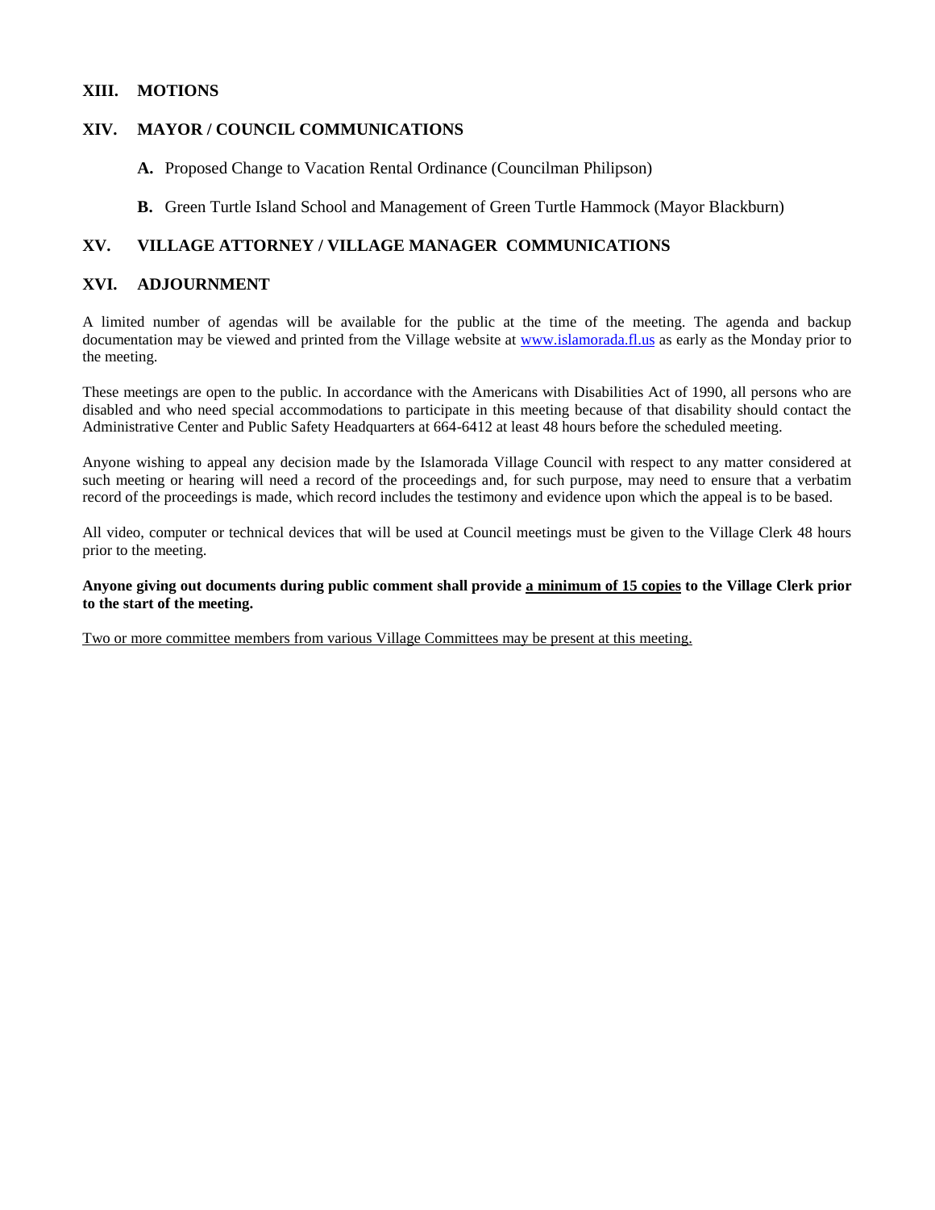## XIII. MOTIONS

## XIV. MAYOR / COUNCIL COMMUNICATIONS

**A.** Proposed Change to Vacation Rental Ordinance (Councilman Philipson)

**B.** Green Turtle Island School and Management of Green Turtle Hammock (Mayor Blackburn)

## XV. VILLAGE ATTORNEY / VILLAGE MANAGER COMMUNICATIONS

## XVI. ADJOURNMENT

A limited number of agendas will be available for the public at the time of the meeting. The agenda and backup documentation may be viewed and printed from the Village website at www.islamorada.fl.us as early as the Monday prior to the meeting.

These meetings are open to the public. In accordance with the Americans with Disabilities Act of 1990, all persons who are disabled and who need special accommodations to participate in this meeting because of that disability should contact the Administrative Center and Public Safety Headquarters at 664-6412 at least 48 hours before the scheduled meeting.

Anyone wishing to appeal any decision made by the Islamorada Village Council with respect to any matter considered at such meeting or hearing will need a record of the proceedings and, for such purpose, may need to ensure that a verbatim record of the proceedings is made, which record includes the testimony and evidence upon which the appeal is to be based.

All video, computer or technical devices that will be used at Council meetings must be given to the Village Clerk 48 hours prior to the meeting.

**Anyone giving out documents during public comment shall provide <u>a minimum of 15 copies</u> to the Village Clerk prior to the start of the meeting.**

<u>Two or more committee members from various Village Committees may be present at this meeting.</u>